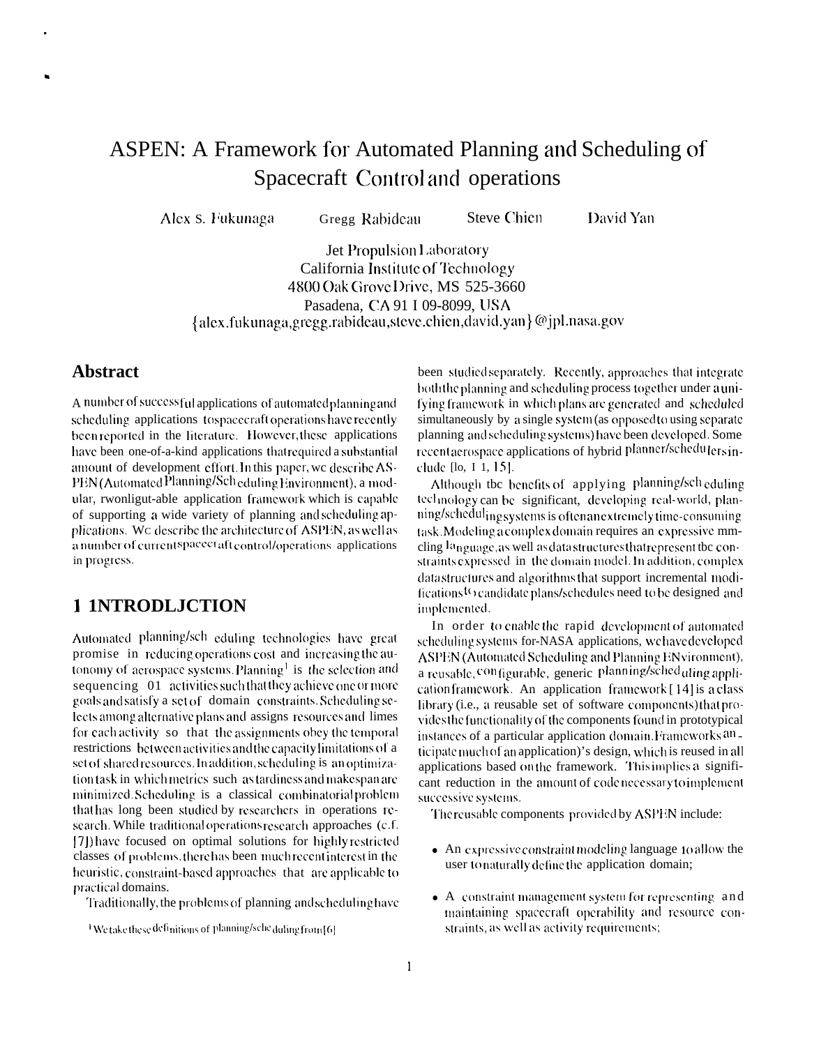# ASPEN: A Framework for Automated Planning and Scheduling of Spacecraft Control and operations

Alex S. Fukunaga  Gregg Rabideau  Steve Chien  David Yan

Jet Propulsion Laboratory
California Institute of Technology
4800 Oak Grove Drive, MS 525-3660
Pasadena, CA 91 I 09-8099, USA
{alex.fukunaga,gregg.rabideau,steve.chien,david.yan}@jpl.nasa.gov

## Abstract

A number of successful applications of automated planning and scheduling applications to spacecraft operations have recently been reported in the literature. However, these applications have been one-of-a-kind applications that required a substantial amount of development effort. In this paper, we describe ASPEN (Automated Planning/Scheduling Environment), a modular, rwonligut-able application framework which is capable of supporting a wide variety of planning and scheduling applications. We describe the architecture of ASPEN, as well as a number of current spacecraft control/operations applications in progress.

## 1 1NTRODLJCTION

Automated planning/scheduling technologies have great promise in reducing operations cost and increasing the autonomy of aerospace systems. Planning[1] is the selection and sequencing 01 activities such that they achieve one or more goals and satisfy a set of domain constraints. Scheduling selects among alternative plans and assigns resources and limes for each activity so that the assignments obey the temporal restrictions between activities and the capacity limitations of a set of shared resources. In addition, scheduling is an optimization task in which metrics such as tardiness and makespan are minimized. Scheduling is a classical combinatorial problem that has long been studied by researchers in operations research. While traditional operations research approaches (c.f. [7]) have focused on optimal solutions for highly restricted classes of problems, there has been much recent interest in the heuristic, constraint-based approaches that are applicable to practical domains.

Traditionally, the problems of planning and scheduling have been studied separately. Recently, approaches that integrate both the planning and scheduling process together under a unifying framework in which plans are generated and scheduled simultaneously by a single system (as opposed to using separate planning and scheduling systems) have been developed. Some recent aerospace applications of hybrid planner/schedulers include [lo, I 1, 15].

Although tbc benefits of applying planning/scheduling technology can be significant, developing real-world, planning/scheduling systems is often an extremely time-consuming task. Modeling a complex domain requires an expressive mmcling language, as well as data structures that represent tbc constraints expressed in the domain model. In addition, complex data structures and algorithms that support incremental modifications to candidate plans/schedules need to be designed and implemented.

In order to enable the rapid development of automated scheduling systems for-NASA applications, we have developed ASPEN (Automated Scheduling and Planning ENvironment), a reusable, configurable, generic planning/scheduling application framework. An application framework [14] is a class library (i.e., a reusable set of software components) that provides the functionality of the components found in prototypical instances of a particular application domain. Frameworks anticipate much of an application)'s design, which is reused in all applications based on the framework. This implies a significant reduction in the amount of code necessary to implement successive systems.

The reusable components provided by ASPEN include:

- An expressive constraint modeling language to allow the user to naturally define the application domain;
- A constraint management system for representing and maintaining spacecraft operability and resource constraints, as well as activity requirements;

[1] We take these definitions of planning/scheduling from [6]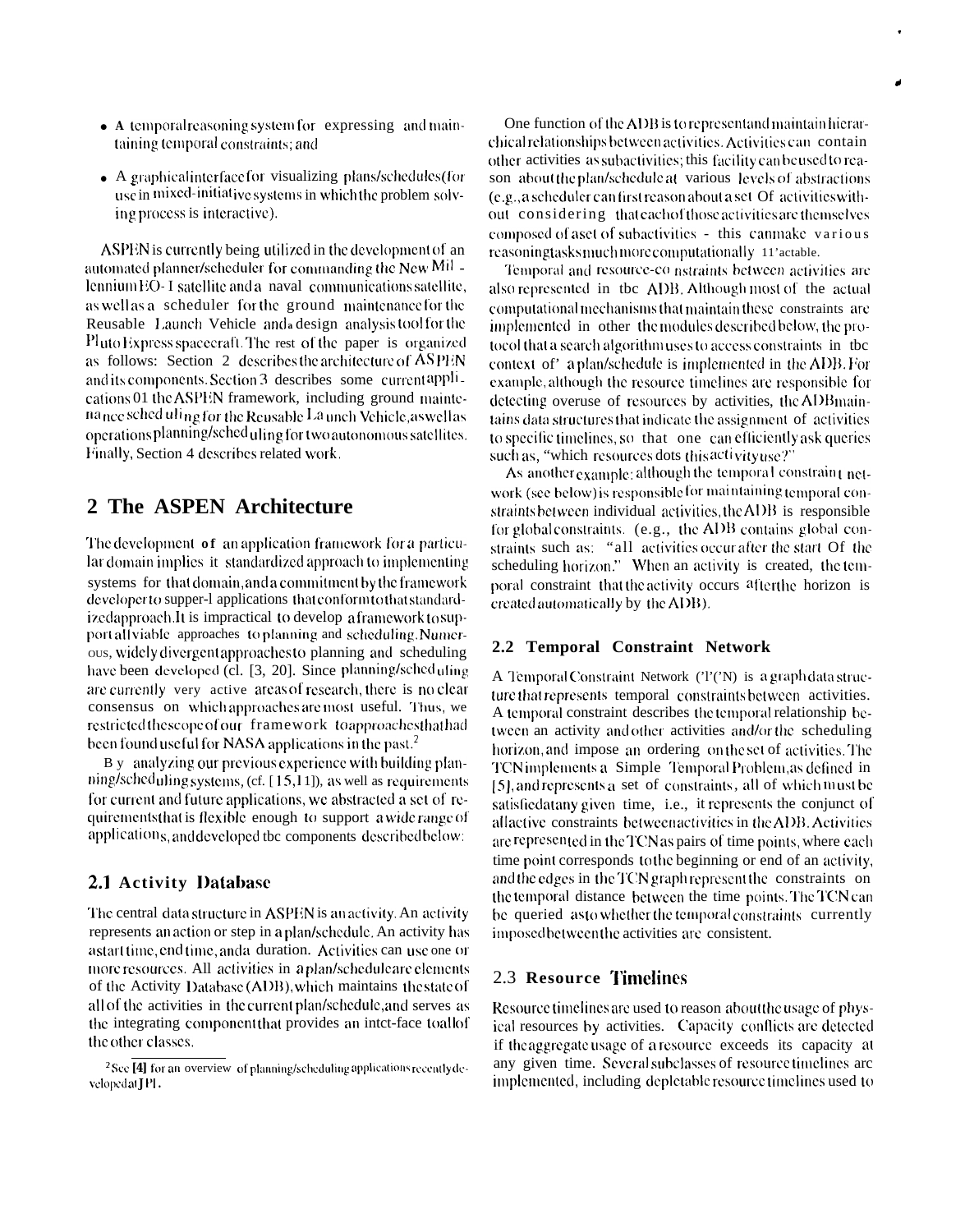- A temporal reasoning system for expressing and maintaining temporal constraints; and

- A graphical interface for visualizing plans/schedules (for use in mixed-initiative systems in which the problem solving process is interactive).

ASPEN is currently being utilized in the development of an automated planner/scheduler for commanding the New Millennium EO-1 satellite and a naval communications satellite, as well as a scheduler for the ground maintenance for the Reusable Launch Vehicle and a design analysis tool for the Pluto Express spacecraft. The rest of the paper is organized as follows: Section 2 describes the architecture of ASPEN and its components. Section 3 describes some current applications of the ASPEN framework, including ground maintenance scheduling for the Reusable Launch Vehicle, as well as operations planning/scheduling for two autonomous satellites. Finally, Section 4 describes related work.

## 2 The ASPEN Architecture

The development of an application framework for a particular domain implies it standardized approach to implementing systems for that domain, and a commitment by the framework developer to supper-l applications that conform to that standardized approach. It is impractical to develop a framework to support all viable approaches to planning and scheduling. Numerous, widely divergent approaches to planning and scheduling have been developed (cf. [3, 20]. Since planning/scheduling are currently very active areas of research, there is no clear consensus on which approaches are most useful. Thus, we restricted the scope of our framework to approaches that had been found useful for NASA applications in the past.[2]

By analyzing our previous experience with building planning/scheduling systems, (cf. [15,11]), as well as requirements for current and future applications, we abstracted a set of requirements that is flexible enough to support a wide range of applications, and developed the components described below:

### 2.1 Activity Database

The central data structure in ASPEN is an activity. An activity represents an action or step in a plan/schedule. An activity has a start time, end time, and a duration. Activities can use one or more resources. All activities in a plan/schedule are elements of the Activity Database (ADB), which maintains the state of all of the activities in the current plan/schedule, and serves as the integrating component that provides an intct-face to all of the other classes.

[2]See [4] for an overview of planning/scheduling applications recently developed at JPL.

One function of the ADB is to represent and maintain hierarchical relationships between activities. Activities can contain other activities as subactivities; this facility can be used to reason about the plan/schedule at various levels of abstractions (e.g., a scheduler can first reason about a set Of activities without considering that each of those activities are themselves composed of a set of subactivities - this can make various reasoning tasks much more computationally tractable.

Temporal and resource-constraints between activities are also represented in the ADB. Although most of the actual computational mechanisms that maintain these constraints are implemented in other the modules described below, the protocol that a search algorithm uses to access constraints in the context of a plan/schedule is implemented in the ADB. For example, although the resource timelines are responsible for detecting overuse of resources by activities, the ADB maintains data structures that indicate the assignment of activities to specific timelines, so that one can efficiently ask queries such as, "which resources dots this activity use?"

As another example: although the temporal constraint network (see below) is responsible for maintaining temporal constraints between individual activities, the ADB is responsible for global constraints. (e.g., the ADB contains global constraints such as: "all activities occur after the start Of the scheduling horizon." When an activity is created, the temporal constraint that the activity occurs after the horizon is created automatically by the ADB).

### 2.2 Temporal Constraint Network

A Temporal Constraint Network (TCN) is a graph data structure that represents temporal constraints between activities. A temporal constraint describes the temporal relationship between an activity and other activities and/or the scheduling horizon, and impose an ordering on the set of activities. The TCN implements a Simple Temporal Problem, as defined in [5], and represents a set of constraints, all of which must be satisfied at any given time, i.e., it represents the conjunct of all active constraints between activities in the ADB. Activities are represented in the TCN as pairs of time points, where each time point corresponds to the beginning or end of an activity, and the edges in the TCN graph represent the constraints on the temporal distance between the time points. The TCN can be queried as to whether the temporal constraints currently imposed between the activities are consistent.

### 2.3 Resource Timelines

Resource timelines are used to reason about the usage of physical resources by activities. Capacity conflicts are detected if the aggregate usage of a resource exceeds its capacity at any given time. Several subclasses of resource timelines are implemented, including depletable resource timelines used to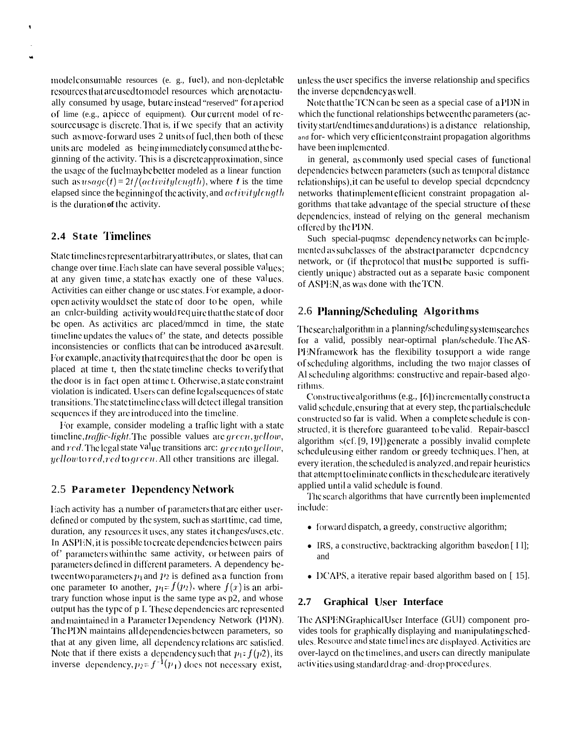model consumable resources (e. g., fuel), and non-depletable resources that are used to model resources which are not actually consumed by usage, but are instead "reserved" for a period of time (e.g., a piece of equipment). Our current model of resource usage is discrete. That is, if we specify that an activity such as move-forward uses 2 units of fuel, then both of these units are modeled as being immediately consumed at the beginning of the activity. This is a discrete approximation, since the usage of the fuel may be better modeled as a linear function such as $usage(t) = 2t/(activitylength)$, where $t$ is the time elapsed since the beginning of the activity, and $activitylength$ is the duration of the activity.

## 2.4 State Timelines

State timelines represent arbitrary attributes, or slates, that can change over time. Each slate can have several possible values; at any given time, a state has exactly one of these values. Activities can either change or use states. For example, a door-open activity would set the state of door to be open, while an enter-building activity would require that the state of door be open. As activities are placed/moved in time, the state timeline updates the values of' the state, and detects possible inconsistencies or conflicts that can be introduced as a result. For example, an activity that requires that the door be open is placed at time t, then the state timeline checks to verify that the door is in fact open at time t. Otherwise, a state constraint violation is indicated. Users can define legal sequences of state transitions. The state timeline class will detect illegal transition sequences if they are introduced into the timeline.

For example, consider modeling a traffic light with a state timeline, *traffic-light*. The possible values are *green*, *yellow*, and *red*. The legal state value transitions are: *green* to *yellow*, *yellow* to *red*, *red* to *green*. All other transitions are illegal.

## 2.5 Parameter Dependency Network

Each activity has a number of parameters that are either user-defined or computed by the system, such as start time, end time, duration, any resources it uses, any states it changes/uses, etc. In ASPEN, it is possible to create dependencies between pairs of' parameters within the same activity, or between pairs of parameters defined in different parameters. A dependency between two parameters $p_1$ and $p_2$ is defined as a function from one parameter to another, $p_1 = f(p_2)$, where $f(x)$ is an arbitrary function whose input is the same type as p2, and whose output has the type of p I. These dependencies are represented and maintained in a Parameter Dependency Network (PDN). The PDN maintains all dependencies between parameters, so that at any given lime, all dependency relations are satisfied. Note that if there exists a dependency such that $p_1 = f(p2)$, its inverse dependency, $p_2 = f^{-1}(p_1)$ does not necessary exist, unless the user specifies the inverse relationship and specifies the inverse dependency as well.

Note that the TCN can be seen as a special case of a PDN in which the functional relationships between the parameters (activity start/end times and durations) is a distance relationship, and for- which very efficient constraint propagation algorithms have been implemented.

in general, as commonly used special cases of functional dependencies between parameters (such as temporal distance relationships), it can be useful to develop special dependency networks that implement efficient constraint propagation algorithms that take advantage of the special structure of these dependencies, instead of relying on the general mechanism offered by the PDN.

Such special-purpose dependency networks can be implemented as subclasses of the abstract parameter dependency network, or (if the protocol that must be supported is sufficiently unique) abstracted out as a separate basic component of ASPEN, as was done with the TCN.

## 2.6 Planning/Scheduling Algorithms

The search algorithm in a planning/scheduling system searches for a valid, possibly near-optimal plan/schedule. The ASPEN framework has the flexibility to support a wide range of scheduling algorithms, including the two major classes of AI scheduling algorithms: constructive and repair-based algorithms.

Constructive algorithms (e.g., [6]) incrementally construct a valid schedule, ensuring that at every step, the partial schedule constructed so far is valid. When a complete schedule is constructed, it is therefore guaranteed to be valid. Repair-based algorithm s(cf. [9, 19]) generate a possibly invalid complete schedule using either random or greedy techniques. Then, at every iteration, the scheduled is analyzed, and repair heuristics that attempt to eliminate conflicts in the schedule are iteratively applied until a valid schedule is found.

The search algorithms that have currently been implemented include:

- forward dispatch, a greedy, constructive algorithm;
- IRS, a constructive, backtracking algorithm based on [ I l]; and
- DCAPS, a iterative repair based algorithm based on [ 15].

## 2.7 Graphical User Interface

The ASPEN Graphical User Interface (GUI) component provides tools for graphically displaying and manipulating schedules. Resource and state timelines are displayed. Activities are over-layed on the timelines, and users can directly manipulate activities using standard drag-and-drop procedures.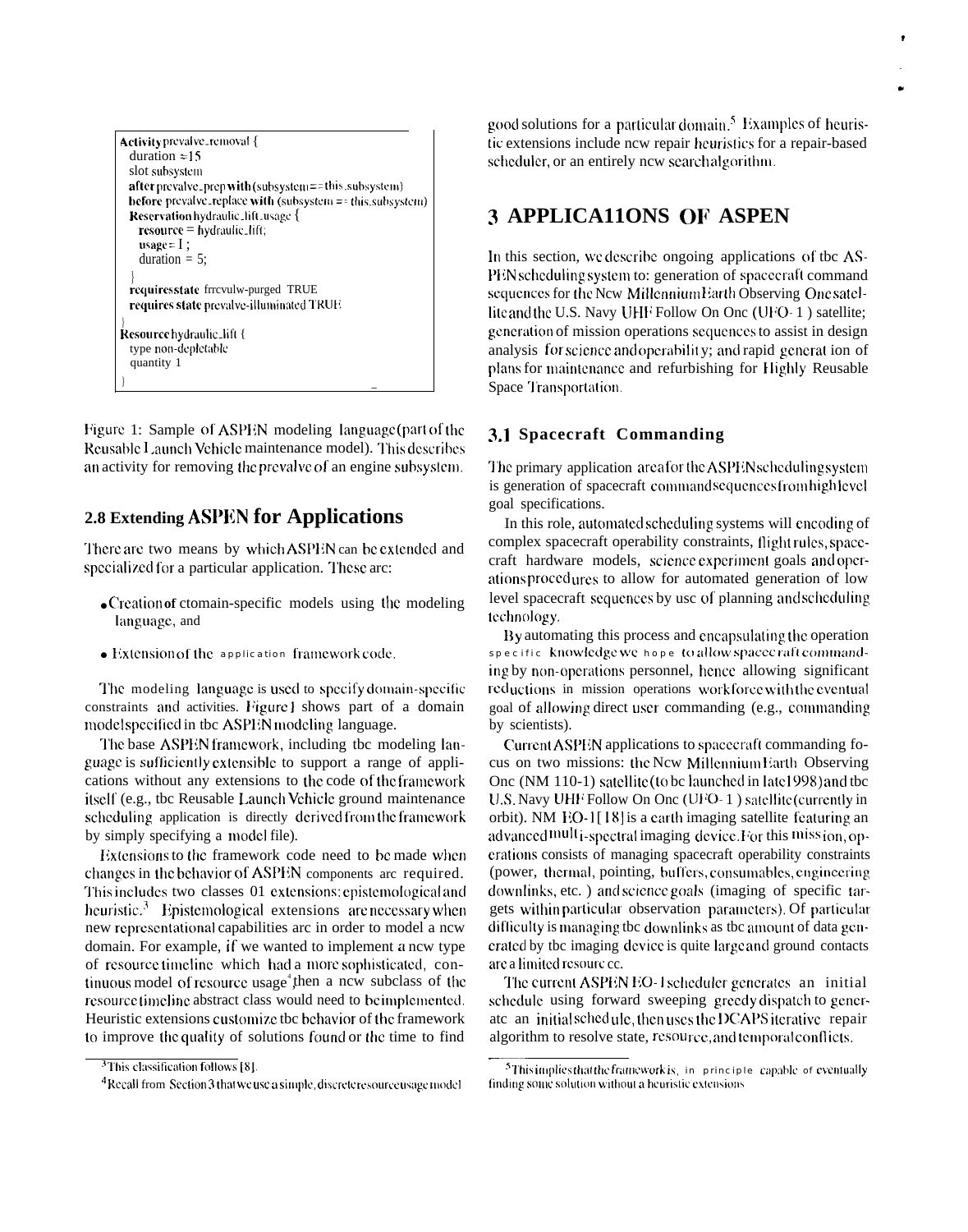```
Activity prevalve_removal {
  duration = 15
  slot subsystem
  after prevalve_prep with (subsystem == this.subsystem)
  before prevalve_replace with (subsystem == this.subsystem)
  Reservation hydraulic_lift_usage {
    resource = hydraulic_lift;
    usage = 1 ;
    duration = 5;
  }
  requires state frrcvulw-purged TRUE
  requires state prevalve-illuminated TRUE
}
Resource hydraulic_lift {
  type non-depletable
  quantity 1
}
```

Figure 1: Sample of ASPEN modeling language (part of the Reusable Launch Vehicle maintenance model). This describes an activity for removing the prevalve of an engine subsystem.

## 2.8 Extending ASPEN for Applications

There are two means by which ASPEN can be extended and specialized for a particular application. These are:

- Creation of domain-specific models using the modeling language, and
- Extension of the application framework code.

The modeling language is used to specify domain-specific constraints and activities. Figure 1 shows part of a domain model specified in tbc ASPEN modeling language.

The base ASPEN framework, including tbc modeling language is sufficiently extensible to support a range of applications without any extensions to the code of the framework itself (e.g., tbc Reusable Launch Vehicle ground maintenance scheduling application is directly derived from the framework by simply specifying a model file).

Extensions to the framework code need to be made when changes in the behavior of ASPEN components are required. This includes two classes of extensions: epistemological and heuristic.[3] Epistemological extensions are necessary when new representational capabilities are in order to model a new domain. For example, if we wanted to implement a new type of resource timeline which had a more sophisticated, continuous model of resource usage[4], then a new subclass of the resource timeline abstract class would need to be implemented. Heuristic extensions customize tbc behavior of the framework to improve the quality of solutions found or the time to find good solutions for a particular domain.[5] Examples of heuristic extensions include new repair heuristics for a repair-based scheduler, or an entirely new search algorithm.

# 3 APPLICATIONS OF ASPEN

In this section, we describe ongoing applications of tbc ASPEN scheduling system to: generation of spacecraft command sequences for the New Millennium Earth Observing One satellite and the U.S. Navy UHF Follow On One (UFO-1) satellite; generation of mission operations sequences to assist in design analysis for science and operability; and rapid generation of plans for maintenance and refurbishing for Highly Reusable Space Transportation.

## 3.1 Spacecraft Commanding

The primary application area for the ASPEN scheduling system is generation of spacecraft command sequences from high level goal specifications.

In this role, automated scheduling systems will encoding of complex spacecraft operability constraints, flight rules, spacecraft hardware models, science experiment goals and operations procedures to allow for automated generation of low level spacecraft sequences by use of planning and scheduling technology.

By automating this process and encapsulating the operation specific knowledge we hope to allow spacecraft commanding by non-operations personnel, hence allowing significant reductions in mission operations workforce with the eventual goal of allowing direct user commanding (e.g., commanding by scientists).

Current ASPEN applications to spacecraft commanding focus on two missions: the New Millennium Earth Observing One (NM 110-1) satellite (to be launched in late 1998) and tbc U.S. Navy UHF Follow On One (UFO-1) satellite (currently in orbit). NM EO-1[18] is a earth imaging satellite featuring an advanced multi-spectral imaging device. For this mission, operations consists of managing spacecraft operability constraints (power, thermal, pointing, buffers, consumables, engineering downlinks, etc.) and science goals (imaging of specific targets within particular observation parameters). Of particular difficulty is managing tbc downlinks as tbc amount of data generated by tbc imaging device is quite large and ground contacts are a limited resource.

The current ASPEN EO-1 scheduler generates an initial schedule using forward sweeping greedy dispatch to generate an initial schedule, then uses the DCAPS iterative repair algorithm to resolve state, resource, and temporal conflicts.

[3] This classification follows [8].

[4] Recall from Section 3 that we use a simple, discrete resource usage model

[5] This implies that the framework is, in principle capable of eventually finding some solution without a heuristic extensions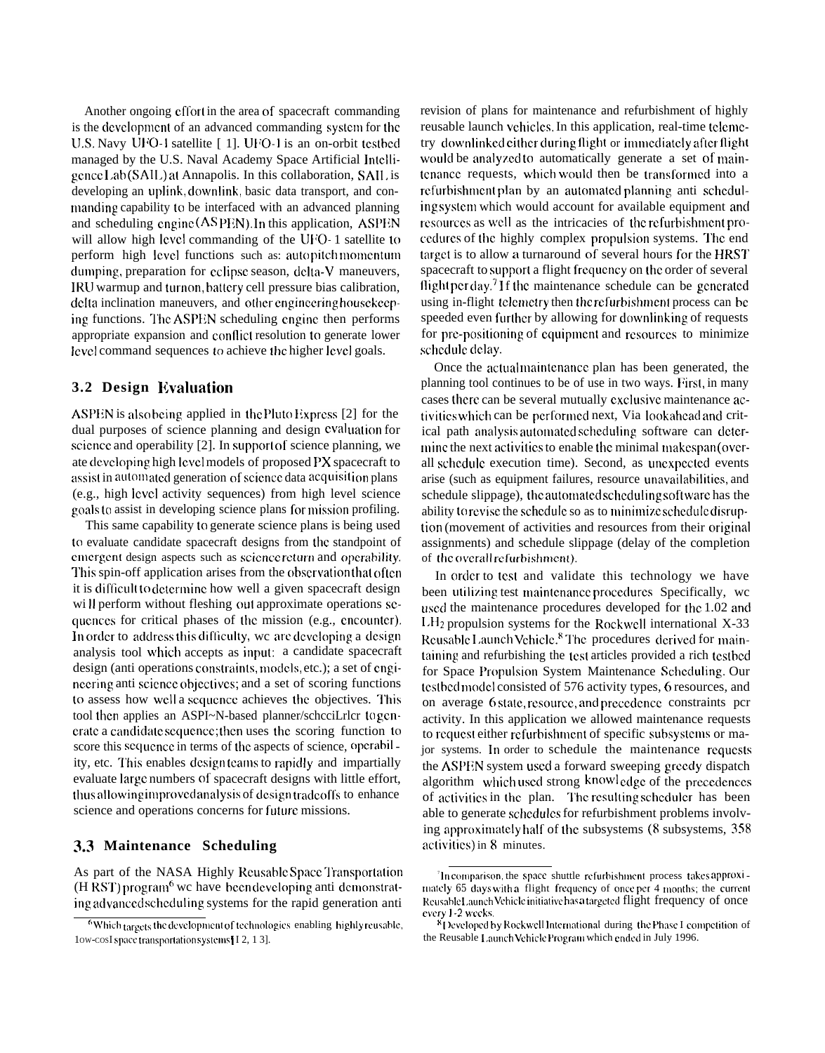Another ongoing effort in the area of spacecraft commanding is the development of an advanced commanding system for the U.S. Navy UFO-1 satellite [1]. UFO-1 is an on-orbit testbed managed by the U.S. Naval Academy Space Artificial Intelligence Lab (SAIL) at Annapolis. In this collaboration, SAIL is developing an uplink, downlink, basic data transport, and commanding capability to be interfaced with an advanced planning and scheduling engine (ASPEN). In this application, ASPEN will allow high level commanding of the UFO-1 satellite to perform high level functions such as: autopitch momentum dumping, preparation for eclipse season, delta-V maneuvers, IRU warmup and turnon, battery cell pressure bias calibration, delta inclination maneuvers, and other engineering housekeeping functions. The ASPEN scheduling engine then performs appropriate expansion and conflict resolution to generate lower level command sequences to achieve the higher level goals.

### 3.2 Design Evaluation

ASPEN is also being applied in the Pluto Express [2] for the dual purposes of science planning and design evaluation for science and operability [2]. In support of science planning, we are developing high level models of proposed PX spacecraft to assist in automated generation of science data acquisition plans (e.g., high level activity sequences) from high level science goals to assist in developing science plans for mission profiling.

This same capability to generate science plans is being used to evaluate candidate spacecraft designs from the standpoint of emergent design aspects such as science return and operability. This spin-off application arises from the observation that often it is difficult to determine how well a given spacecraft design will perform without fleshing out approximate operations sequences for critical phases of the mission (e.g., encounter). In order to address this difficulty, we are developing a design analysis tool which accepts as input: a candidate spacecraft design (and operations constraints, models, etc.); a set of engineering and science objectives; and a set of scoring functions to assess how well a sequence achieves the objectives. This tool then applies an ASPEN-based planner/scheduler to generate a candidate sequence; then uses the scoring function to score this sequence in terms of the aspects of science, operability, etc. This enables design teams to rapidly and impartially evaluate large numbers of spacecraft designs with little effort, thus allowing improved analysis of design tradeoffs to enhance science and operations concerns for future missions.

### 3.3 Maintenance Scheduling

As part of the NASA Highly Reusable Space Transportation (HRST) program[6] we have been developing and demonstrating advanced scheduling systems for the rapid generation and revision of plans for maintenance and refurbishment of highly reusable launch vehicles. In this application, real-time telemetry downlinked either during flight or immediately after flight would be analyzed to automatically generate a set of maintenance requests, which would then be transformed into a refurbishment plan by an automated planning and scheduling system which would account for available equipment and resources as well as the intricacies of the refurbishment procedures of the highly complex propulsion systems. The end target is to allow a turnaround of several hours for the HRST spacecraft to support a flight frequency on the order of several flight per day.[7] If the maintenance schedule can be generated using in-flight telemetry then the refurbishment process can be speeded even further by allowing for downlinking of requests for pre-positioning of equipment and resources to minimize schedule delay.

Once the actual maintenance plan has been generated, the planning tool continues to be of use in two ways. First, in many cases there can be several mutually exclusive maintenance activities which can be performed next, Via lookahead and critical path analysis automated scheduling software can determine the next activities to enable the minimal makespan (overall schedule execution time). Second, as unexpected events arise (such as equipment failures, resource unavailabilities, and schedule slippage), the automated scheduling software has the ability to revise the schedule so as to minimize schedule disruption (movement of activities and resources from their original assignments) and schedule slippage (delay of the completion of the overall refurbishment).

In order to test and validate this technology we have been utilizing test maintenance procedures Specifically, we used the maintenance procedures developed for the LO2 and $LH_2$ propulsion systems for the Rockwell international X-33 Reusable Launch Vehicle.[8] The procedures derived for maintaining and refurbishing the test articles provided a rich testbed for Space Propulsion System Maintenance Scheduling. Our testbed model consisted of 576 activity types, 6 resources, and on average 6 state, resource, and precedence constraints per activity. In this application we allowed maintenance requests to request either refurbishment of specific subsystems or major systems. In order to schedule the maintenance requests the ASPEN system used a forward sweeping greedy dispatch algorithm which used strong knowledge of the precedences of activities in the plan. The resulting scheduler has been able to generate schedules for refurbishment problems involving approximately half of the subsystems (8 subsystems, 358 activities) in 8 minutes.

---

[6] Which targets the development of technologies enabling highly reusable, low-cost space transportation systems [12, 13].

[7] In comparison, the space shuttle refurbishment process takes approximately 65 days with a flight frequency of once per 4 months; the current Reusable Launch Vehicle initiative has a targeted flight frequency of once every 1-2 weeks.

[8] Developed by Rockwell International during the Phase I competition of the Reusable Launch Vehicle Program which ended in July 1996.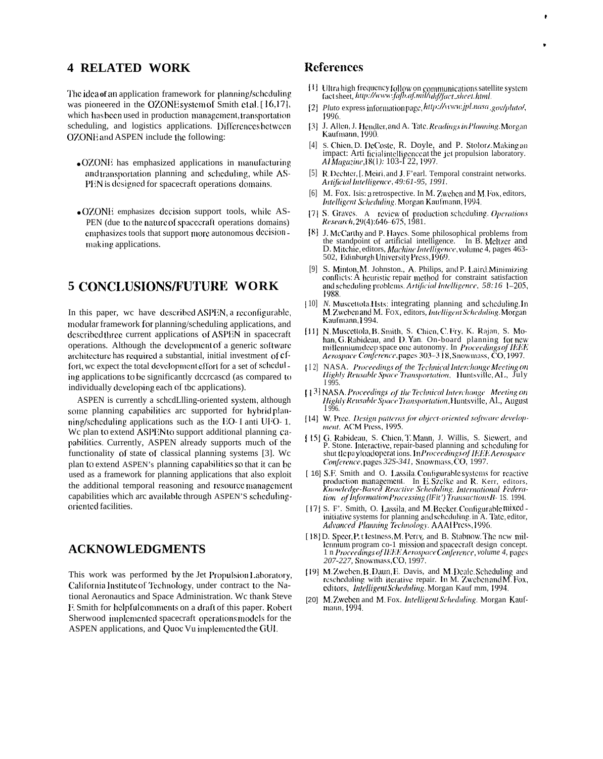## 4 RELATED WORK

The idea of an application framework for planning/scheduling was pioneered in the OZONE system of Smith et al. [16,17], which has been used in production management, transportation scheduling, and logistics applications. Differences between OZONE and ASPEN include the following:

- OZONE has emphasized applications in manufacturing and transportation planning and scheduling, while ASPEN is designed for spacecraft operations domains.
- OZONE emphasizes decision support tools, while ASPEN (due to the nature of spacecraft operations domains) emphasizes tools that support more autonomous decision-making applications.

## 5 CONCLUSIONS/FUTURE WORK

In this paper, we have described ASPEN, a reconfigurable, modular framework for planning/scheduling applications, and described three current applications of ASPEN in spacecraft operations. Although the development of a generic software architecture has required a substantial, initial investment of effort, we expect the total development effort for a set of scheduling applications to be significantly decreased (as compared to individually developing each of the applications).

ASPEN is currently a scheduling-oriented system, although some planning capabilities are supported for hybrid planning/scheduling applications such as the EO-1 and UFO-1. We plan to extend ASPEN to support additional planning capabilities. Currently, ASPEN already supports much of the functionality of state of classical planning systems [3]. We plan to extend ASPEN's planning capabilities so that it can be used as a framework for planning applications that also exploit the additional temporal reasoning and resource management capabilities which are available through ASPEN'S scheduling-oriented facilities.

## ACKNOWLEDGMENTS

This work was performed by the Jet Propulsion Laboratory, California Institute of Technology, under contract to the National Aeronautics and Space Administration. We thank Steve F. Smith for helpful comments on a draft of this paper. Robert Sherwood implemented spacecraft operations models for the ASPEN applications, and Quoc Vu implemented the GUI.

## References

[1] Ultra high frequency follow on communications satellite system fact sheet, *http://www.fafb.af.mil/uhf/fact_sheet.html*.

[2] *Pluto* express information page, *http://www.jpl.nasa.gov/pluto/*, 1996.

[3] J. Allen, J. Hendler, and A. Tate. *Readings in Planning*. Morgan Kaufmann, 1990.

[4] S. Chien, D. DeCoste, R. Doyle, and P. Stolorz. Making an impact: Artificial intelligence at the jet propulsion laboratory. *AI Magazine*, 18(1): 103-122, 1997.

[5] R. Dechter, I. Meiri, and J. Pearl. Temporal constraint networks. *Artificial Intelligence, 49:61-95, 1991.*

[6] M. Fox. Isis: a retrospective. In M. Zweben and M. Fox, editors, *Intelligent Scheduling*. Morgan Kaufmann, 1994.

[7] S. Graves. A review of production scheduling. *Operations Research*, 29(4):646-675, 1981.

[8] J. McCarthy and P. Hayes. Some philosophical problems from the standpoint of artificial intelligence. In B. Meltzer and D. Mitchie, editors, *Machine Intelligence*, volume 4, pages 463-502, Edinburgh University Press, 1969.

[9] S. Minton, M. Johnston., A. Philips, and P. Laird. Minimizing conflicts: A heuristic repair method for constraint satisfaction and scheduling problems. *Artificial Intelligence, 58:16* 1-205, 1988.

[10] *N.* Muscettola. Hsts: integrating planning and scheduling. In M. Zweben and M. Fox, editors, *Intelligent Scheduling*. Morgan Kaufmann, 1994.

[11] N. Muscettola, B. Smith, S. Chien, C. Fry, K. Rajan, S. Mohan, G. Rabideau, and D. Yan. On-board planning for new millennium deep space one autonomy. In *Proceedings of IEEE Aerospace Conference*, pages 303-318, Snowmass, CO, 1997.

[12] NASA. *Proceedings of the Technical Interchange Meeting on Highly Reusable Space Transportation*, Huntsville, AL, July 1995.

[13] NASA. *Proceedings of the Technical Interchange Meeting on Highly Reusable Space Transportation*, Huntsville, AL, August 1996.

[14] W. Pree. *Design patterns for object-oriented software development*. ACM Press, 1995.

[15] G. Rabideau, S. Chien, T. Mann, J. Willis, S. Siewert, and P. Stone. Interactive, repair-based planning and scheduling for shuttle payload operations. In *Proceedings of IEEE Aerospace Conference*, pages 325-341, Snowmass, CO, 1997.

[16] S.F. Smith and O. Lassila. Configurable systems for reactive production management. In E. Szelke and R. Kerr, editors, *Knowledge-Based Reactive Scheduling, International Federation of Information Processing (IFIP) Transactions B-* 15. 1994.

[17] S. F. Smith, O. Lassila, and M. Becker. Configurable mixed-initiative systems for planning and scheduling. in A. Tate, editor, *Advanced Planning Technology*. AAAI Press, 1996.

[18] D. Speer, P. Hestness, M. Perry, and B. Stabnow. The new millennium program co-1 mission and spacecraft design concept. In *Proceedings of IEEE Aerospace Conference, volume 4,* pages *207-227,* Snowmass, CO, 1997.

[19] M. Zweben, B. Daun, E. Davis, and M. Deale. Scheduling and rescheduling with iterative repair. In M. Zweben and M. Fox, editors, *Intelligent Scheduling*. Morgan Kaufmann, 1994.

[20] M. Zweben and M. Fox. *Intelligent Scheduling*. Morgan Kaufmann, 1994.